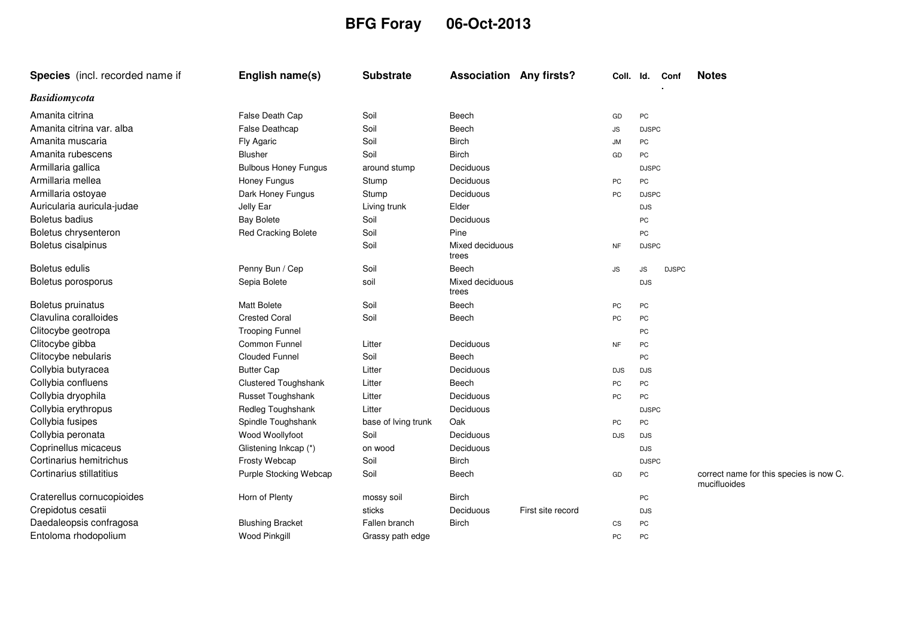# BFG Foray 06-Oct-2013

| Species (incl. recorded name if | English name(s) | Substrate | Association | Any firsts? | Coll. | Id. | Conf. | Notes |
|---|---|---|---|---|---|---|---|---|
| ***Basidiomycota*** | | | | | | | | |
| Amanita citrina | False Death Cap | Soil | Beech | | GD | PC | | |
| Amanita citrina var. alba | False Deathcap | Soil | Beech | | JS | DJSPC | | |
| Amanita muscaria | Fly Agaric | Soil | Birch | | JM | PC | | |
| Amanita rubescens | Blusher | Soil | Birch | | GD | PC | | |
| Armillaria gallica | Bulbous Honey Fungus | around stump | Deciduous | | | DJSPC | | |
| Armillaria mellea | Honey Fungus | Stump | Deciduous | | PC | PC | | |
| Armillaria ostoyae | Dark Honey Fungus | Stump | Deciduous | | PC | DJSPC | | |
| Auricularia auricula-judae | Jelly Ear | Living trunk | Elder | | | DJS | | |
| Boletus badius | Bay Bolete | Soil | Deciduous | | | PC | | |
| Boletus chrysenteron | Red Cracking Bolete | Soil | Pine | | | PC | | |
| Boletus cisalpinus | | Soil | Mixed deciduous trees | | NF | DJSPC | | |
| Boletus edulis | Penny Bun / Cep | Soil | Beech | | JS | JS | DJSPC | |
| Boletus porosporus | Sepia Bolete | soil | Mixed deciduous trees | | | DJS | | |
| Boletus pruinatus | Matt Bolete | Soil | Beech | | PC | PC | | |
| Clavulina coralloides | Crested Coral | Soil | Beech | | PC | PC | | |
| Clitocybe geotropa | Trooping Funnel | | | | | PC | | |
| Clitocybe gibba | Common Funnel | Litter | Deciduous | | NF | PC | | |
| Clitocybe nebularis | Clouded Funnel | Soil | Beech | | | PC | | |
| Collybia butyracea | Butter Cap | Litter | Deciduous | | DJS | DJS | | |
| Collybia confluens | Clustered Toughshank | Litter | Beech | | PC | PC | | |
| Collybia dryophila | Russet Toughshank | Litter | Deciduous | | PC | PC | | |
| Collybia erythropus | Redleg Toughshank | Litter | Deciduous | | | DJSPC | | |
| Collybia fusipes | Spindle Toughshank | base of lving trunk | Oak | | PC | PC | | |
| Collybia peronata | Wood Woollyfoot | Soil | Deciduous | | DJS | DJS | | |
| Coprinellus micaceus | Glistening Inkcap (*) | on wood | Deciduous | | | DJS | | |
| Cortinarius hemitrichus | Frosty Webcap | Soil | Birch | | | DJSPC | | |
| Cortinarius stillatitius | Purple Stocking Webcap | Soil | Beech | | GD | PC | | correct name for this species is now C. mucifluoides |
| Craterellus cornucopioides | Horn of Plenty | mossy soil | Birch | | | PC | | |
| Crepidotus cesatii | | sticks | Deciduous | First site record | | DJS | | |
| Daedaleopsis confragosa | Blushing Bracket | Fallen branch | Birch | | CS | PC | | |
| Entoloma rhodopolium | Wood Pinkgill | Grassy path edge | | | PC | PC | | |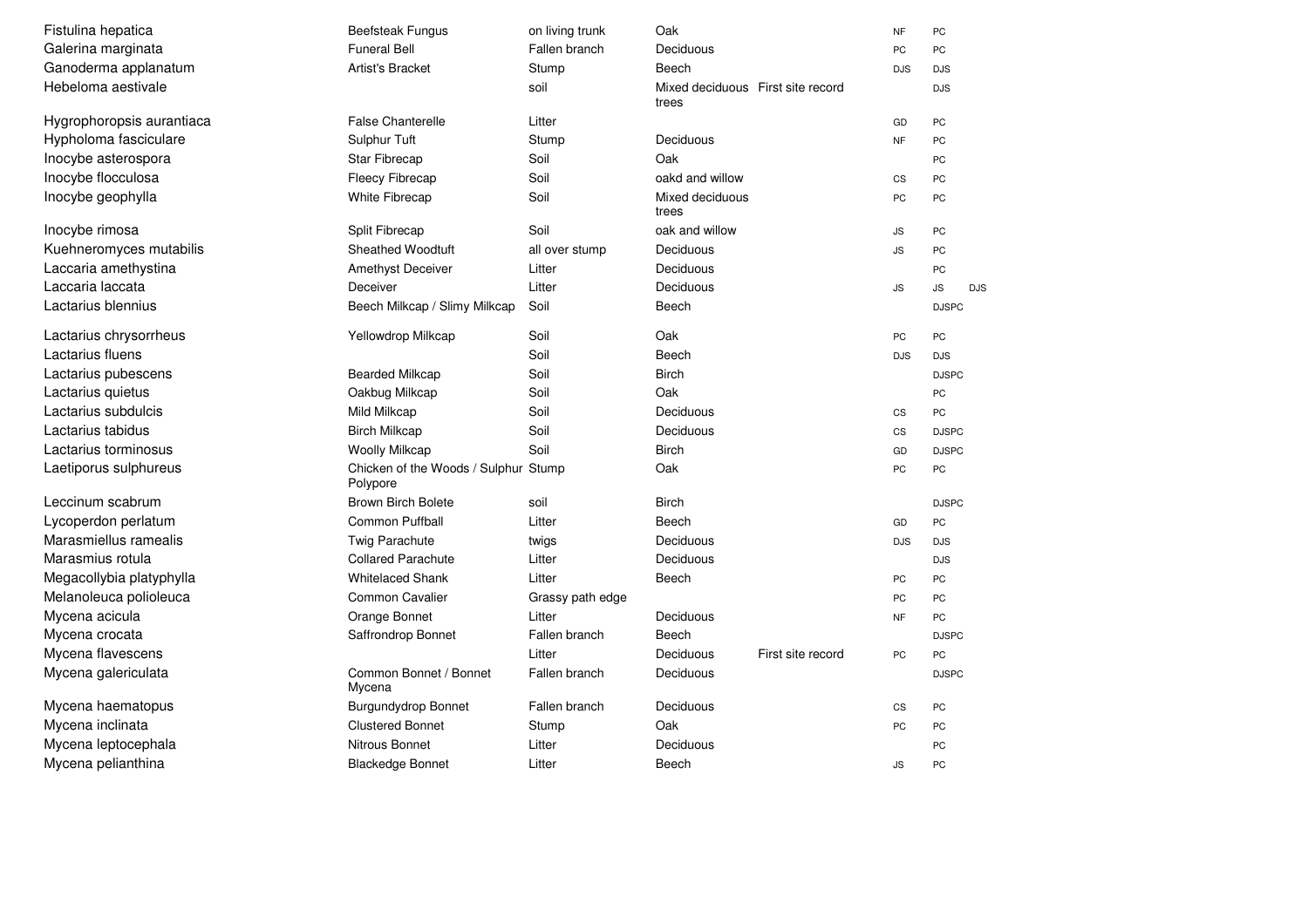| | | | | | | | |
|---|---|---|---|---|---|---|---|
| Fistulina hepatica | Beefsteak Fungus | on living trunk | Oak | | NF | PC | |
| Galerina marginata | Funeral Bell | Fallen branch | Deciduous | | PC | PC | |
| Ganoderma applanatum | Artist's Bracket | Stump | Beech | | DJS | DJS | |
| Hebeloma aestivale | | soil | Mixed deciduous trees | First site record | | DJS | |
| Hygrophoropsis aurantiaca | False Chanterelle | Litter | | | GD | PC | |
| Hypholoma fasciculare | Sulphur Tuft | Stump | Deciduous | | NF | PC | |
| Inocybe asterospora | Star Fibrecap | Soil | Oak | | | PC | |
| Inocybe flocculosa | Fleecy Fibrecap | Soil | oakd and willow | | CS | PC | |
| Inocybe geophylla | White Fibrecap | Soil | Mixed deciduous trees | | PC | PC | |
| Inocybe rimosa | Split Fibrecap | Soil | oak and willow | | JS | PC | |
| Kuehneromyces mutabilis | Sheathed Woodtuft | all over stump | Deciduous | | JS | PC | |
| Laccaria amethystina | Amethyst Deceiver | Litter | Deciduous | | | PC | |
| Laccaria laccata | Deceiver | Litter | Deciduous | | JS | JS | DJS |
| Lactarius blennius | Beech Milkcap / Slimy Milkcap | Soil | Beech | | | DJSPC | |
| Lactarius chrysorrheus | Yellowdrop Milkcap | Soil | Oak | | PC | PC | |
| Lactarius fluens | | Soil | Beech | | DJS | DJS | |
| Lactarius pubescens | Bearded Milkcap | Soil | Birch | | | DJSPC | |
| Lactarius quietus | Oakbug Milkcap | Soil | Oak | | | PC | |
| Lactarius subdulcis | Mild Milkcap | Soil | Deciduous | | CS | PC | |
| Lactarius tabidus | Birch Milkcap | Soil | Deciduous | | CS | DJSPC | |
| Lactarius torminosus | Woolly Milkcap | Soil | Birch | | GD | DJSPC | |
| Laetiporus sulphureus | Chicken of the Woods / Sulphur Polypore | Stump | Oak | | PC | PC | |
| Leccinum scabrum | Brown Birch Bolete | soil | Birch | | | DJSPC | |
| Lycoperdon perlatum | Common Puffball | Litter | Beech | | GD | PC | |
| Marasmiellus ramealis | Twig Parachute | twigs | Deciduous | | DJS | DJS | |
| Marasmius rotula | Collared Parachute | Litter | Deciduous | | | DJS | |
| Megacollybia platyphylla | Whitelaced Shank | Litter | Beech | | PC | PC | |
| Melanoleuca polioleuca | Common Cavalier | Grassy path edge | | | PC | PC | |
| Mycena acicula | Orange Bonnet | Litter | Deciduous | | NF | PC | |
| Mycena crocata | Saffrondrop Bonnet | Fallen branch | Beech | | | DJSPC | |
| Mycena flavescens | | Litter | Deciduous | First site record | PC | PC | |
| Mycena galericulata | Common Bonnet / Bonnet Mycena | Fallen branch | Deciduous | | | DJSPC | |
| Mycena haematopus | Burgundydrop Bonnet | Fallen branch | Deciduous | | CS | PC | |
| Mycena inclinata | Clustered Bonnet | Stump | Oak | | PC | PC | |
| Mycena leptocephala | Nitrous Bonnet | Litter | Deciduous | | | PC | |
| Mycena pelianthina | Blackedge Bonnet | Litter | Beech | | JS | PC | |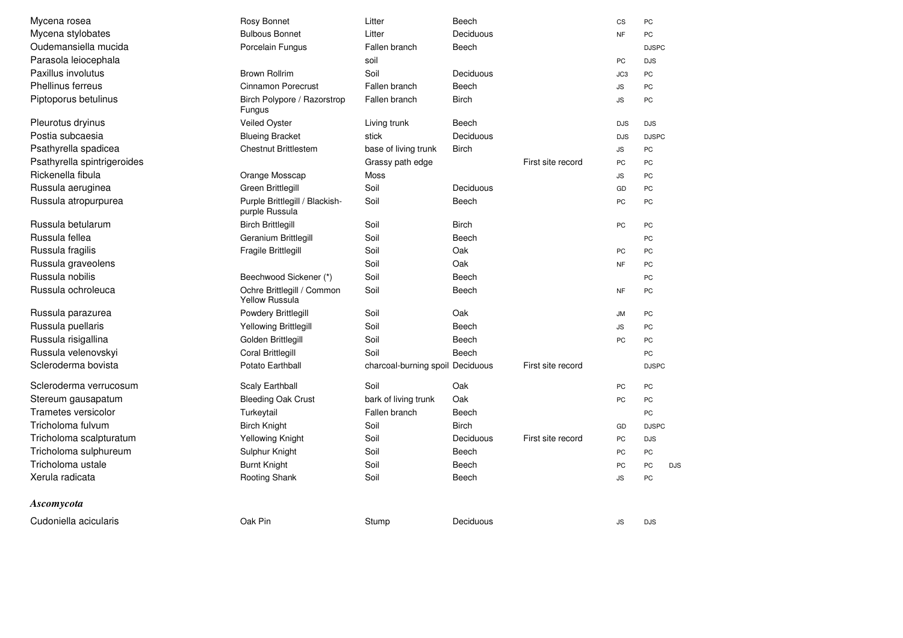| | | | | | | | |
|---|---|---|---|---|---|---|---|
| Mycena rosea | Rosy Bonnet | Litter | Beech | | CS | PC | |
| Mycena stylobates | Bulbous Bonnet | Litter | Deciduous | | NF | PC | |
| Oudemansiella mucida | Porcelain Fungus | Fallen branch | Beech | | | DJSPC | |
| Parasola leiocephala | | soil | | | PC | DJS | |
| Paxillus involutus | Brown Rollrim | Soil | Deciduous | | JC3 | PC | |
| Phellinus ferreus | Cinnamon Porecrust | Fallen branch | Beech | | JS | PC | |
| Piptoporus betulinus | Birch Polypore / Razorstrop Fungus | Fallen branch | Birch | | JS | PC | |
| Pleurotus dryinus | Veiled Oyster | Living trunk | Beech | | DJS | DJS | |
| Postia subcaesia | Blueing Bracket | stick | Deciduous | | DJS | DJSPC | |
| Psathyrella spadicea | Chestnut Brittlestem | base of living trunk | Birch | | JS | PC | |
| Psathyrella spintrigeroides | | Grassy path edge | | First site record | PC | PC | |
| Rickenella fibula | Orange Mosscap | Moss | | | JS | PC | |
| Russula aeruginea | Green Brittlegill | Soil | Deciduous | | GD | PC | |
| Russula atropurpurea | Purple Brittlegill / Blackish-purple Russula | Soil | Beech | | PC | PC | |
| Russula betularum | Birch Brittlegill | Soil | Birch | | PC | PC | |
| Russula fellea | Geranium Brittlegill | Soil | Beech | | | PC | |
| Russula fragilis | Fragile Brittlegill | Soil | Oak | | PC | PC | |
| Russula graveolens | | Soil | Oak | | NF | PC | |
| Russula nobilis | Beechwood Sickener (*) | Soil | Beech | | | PC | |
| Russula ochroleuca | Ochre Brittlegill / Common Yellow Russula | Soil | Beech | | NF | PC | |
| Russula parazurea | Powdery Brittlegill | Soil | Oak | | JM | PC | |
| Russula puellaris | Yellowing Brittlegill | Soil | Beech | | JS | PC | |
| Russula risigallina | Golden Brittlegill | Soil | Beech | | PC | PC | |
| Russula velenovskyi | Coral Brittlegill | Soil | Beech | | | PC | |
| Scleroderma bovista | Potato Earthball | charcoal-burning spoil | Deciduous | First site record | | DJSPC | |
| Scleroderma verrucosum | Scaly Earthball | Soil | Oak | | PC | PC | |
| Stereum gausapatum | Bleeding Oak Crust | bark of living trunk | Oak | | PC | PC | |
| Trametes versicolor | Turkeytail | Fallen branch | Beech | | | PC | |
| Tricholoma fulvum | Birch Knight | Soil | Birch | | GD | DJSPC | |
| Tricholoma scalpturatum | Yellowing Knight | Soil | Deciduous | First site record | PC | DJS | |
| Tricholoma sulphureum | Sulphur Knight | Soil | Beech | | PC | PC | |
| Tricholoma ustale | Burnt Knight | Soil | Beech | | PC | PC | DJS |
| Xerula radicata | Rooting Shank | Soil | Beech | | JS | PC | |

### *Ascomycota*

| | | | | | | | |
|---|---|---|---|---|---|---|---|
| Cudoniella acicularis | Oak Pin | Stump | Deciduous | | JS | DJS | |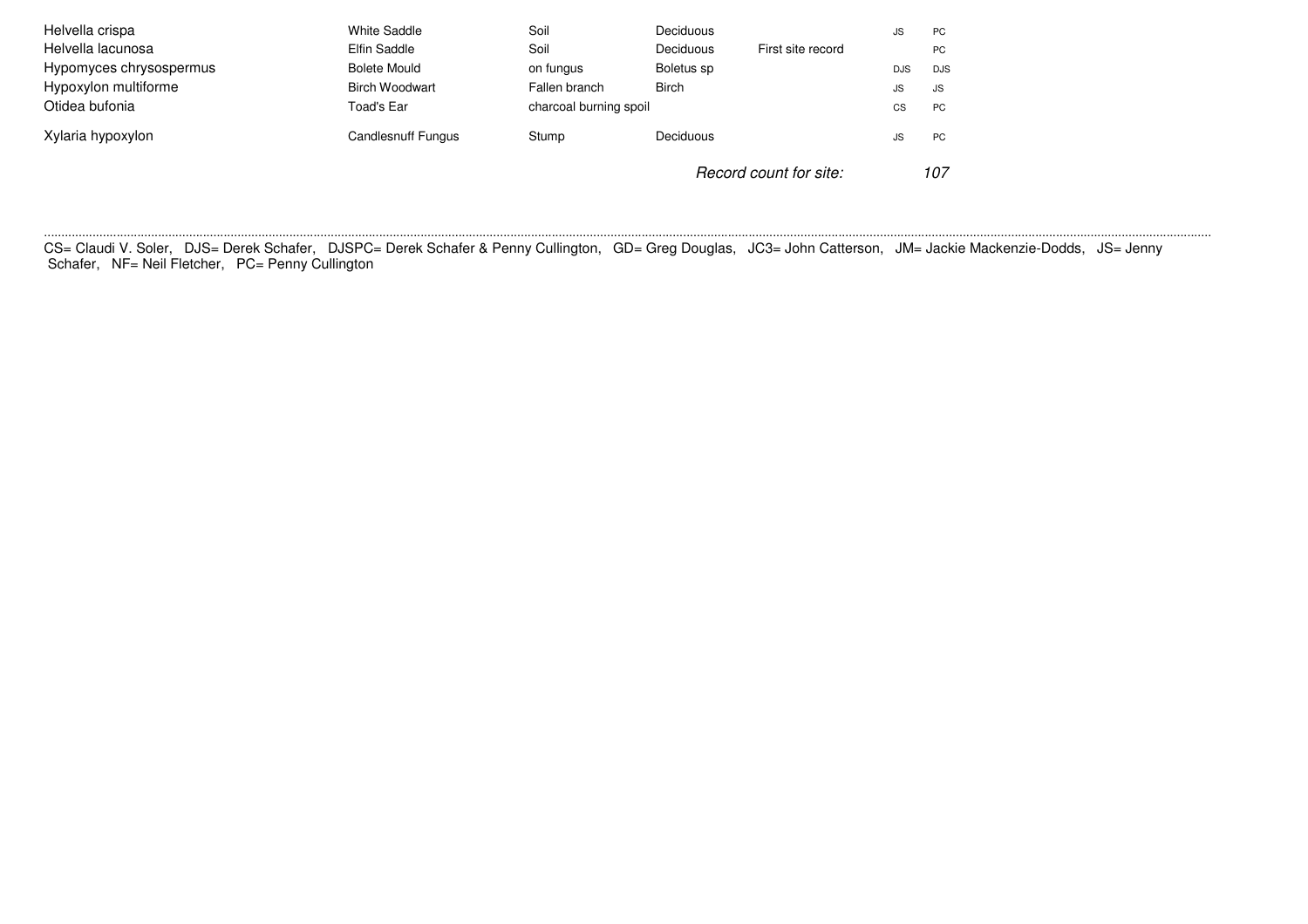| | | | | | | |
|---|---|---|---|---|---|---|
| Helvella crispa | White Saddle | Soil | Deciduous | | JS | PC |
| Helvella lacunosa | Elfin Saddle | Soil | Deciduous | First site record | | PC |
| Hypomyces chrysospermus | Bolete Mould | on fungus | Boletus sp | | DJS | DJS |
| Hypoxylon multiforme | Birch Woodwart | Fallen branch | Birch | | JS | JS |
| Otidea bufonia | Toad's Ear | charcoal burning spoil | | | CS | PC |
| Xylaria hypoxylon | Candlesnuff Fungus | Stump | Deciduous | | JS | PC |

*Record count for site:* *107*

CS= Claudi V. Soler, DJS= Derek Schafer, DJSPC= Derek Schafer & Penny Cullington, GD= Greg Douglas, JC3= John Catterson, JM= Jackie Mackenzie-Dodds, JS= Jenny Schafer, NF= Neil Fletcher, PC= Penny Cullington